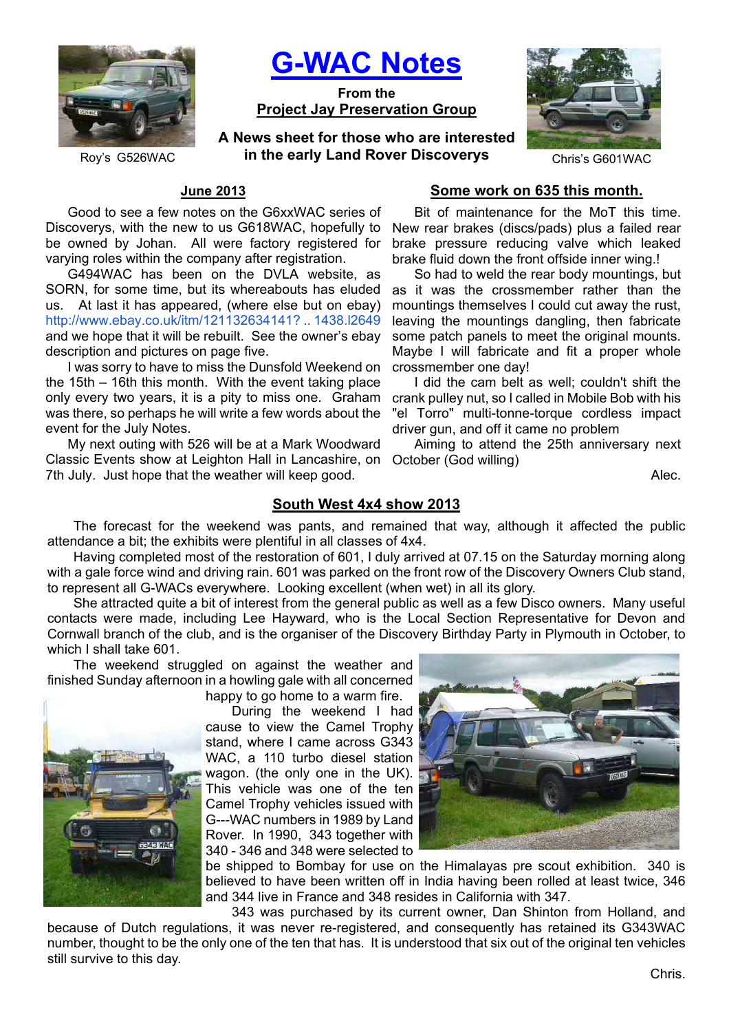# G-WAC Notes

**From the**
**Project Jay Preservation Group**

**A News sheet for those who are interested in the early Land Rover Discoverys**

Roy's G526WAC

Chris's G601WAC

## June 2013

Good to see a few notes on the G6xxWAC series of Discoverys, with the new to us G618WAC, hopefully to be owned by Johan. All were factory registered for varying roles within the company after registration.

G494WAC has been on the DVLA website, as SORN, for some time, but its whereabouts has eluded us. At last it has appeared, (where else but on ebay) http://www.ebay.co.uk/itm/121132634141? .. 1438.l2649 and we hope that it will be rebuilt. See the owner's ebay description and pictures on page five.

I was sorry to have to miss the Dunsfold Weekend on the 15th – 16th this month. With the event taking place only every two years, it is a pity to miss one. Graham was there, so perhaps he will write a few words about the event for the July Notes.

My next outing with 526 will be at a Mark Woodward Classic Events show at Leighton Hall in Lancashire, on 7th July. Just hope that the weather will keep good.

## Some work on 635 this month.

Bit of maintenance for the MoT this time. New rear brakes (discs/pads) plus a failed rear brake pressure reducing valve which leaked brake fluid down the front offside inner wing.!

So had to weld the rear body mountings, but as it was the crossmember rather than the mountings themselves I could cut away the rust, leaving the mountings dangling, then fabricate some patch panels to meet the original mounts. Maybe I will fabricate and fit a proper whole crossmember one day!

I did the cam belt as well; couldn't shift the crank pulley nut, so I called in Mobile Bob with his "el Torro" multi-tonne-torque cordless impact driver gun, and off it came no problem

Aiming to attend the 25th anniversary next October (God willing)

Alec.

## South West 4x4 show 2013

The forecast for the weekend was pants, and remained that way, although it affected the public attendance a bit; the exhibits were plentiful in all classes of 4x4.

Having completed most of the restoration of 601, I duly arrived at 07.15 on the Saturday morning along with a gale force wind and driving rain. 601 was parked on the front row of the Discovery Owners Club stand, to represent all G-WACs everywhere. Looking excellent (when wet) in all its glory.

She attracted quite a bit of interest from the general public as well as a few Disco owners. Many useful contacts were made, including Lee Hayward, who is the Local Section Representative for Devon and Cornwall branch of the club, and is the organiser of the Discovery Birthday Party in Plymouth in October, to which I shall take 601.

The weekend struggled on against the weather and finished Sunday afternoon in a howling gale with all concerned happy to go home to a warm fire.

During the weekend I had cause to view the Camel Trophy stand, where I came across G343 WAC, a 110 turbo diesel station wagon. (the only one in the UK). This vehicle was one of the ten Camel Trophy vehicles issued with G---WAC numbers in 1989 by Land Rover. In 1990, 343 together with 340 - 346 and 348 were selected to be shipped to Bombay for use on the Himalayas pre scout exhibition. 340 is believed to have been written off in India having been rolled at least twice, 346 and 344 live in France and 348 resides in California with 347.

343 was purchased by its current owner, Dan Shinton from Holland, and because of Dutch regulations, it was never re-registered, and consequently has retained its G343WAC number, thought to be the only one of the ten that has. It is understood that six out of the original ten vehicles still survive to this day.

Chris.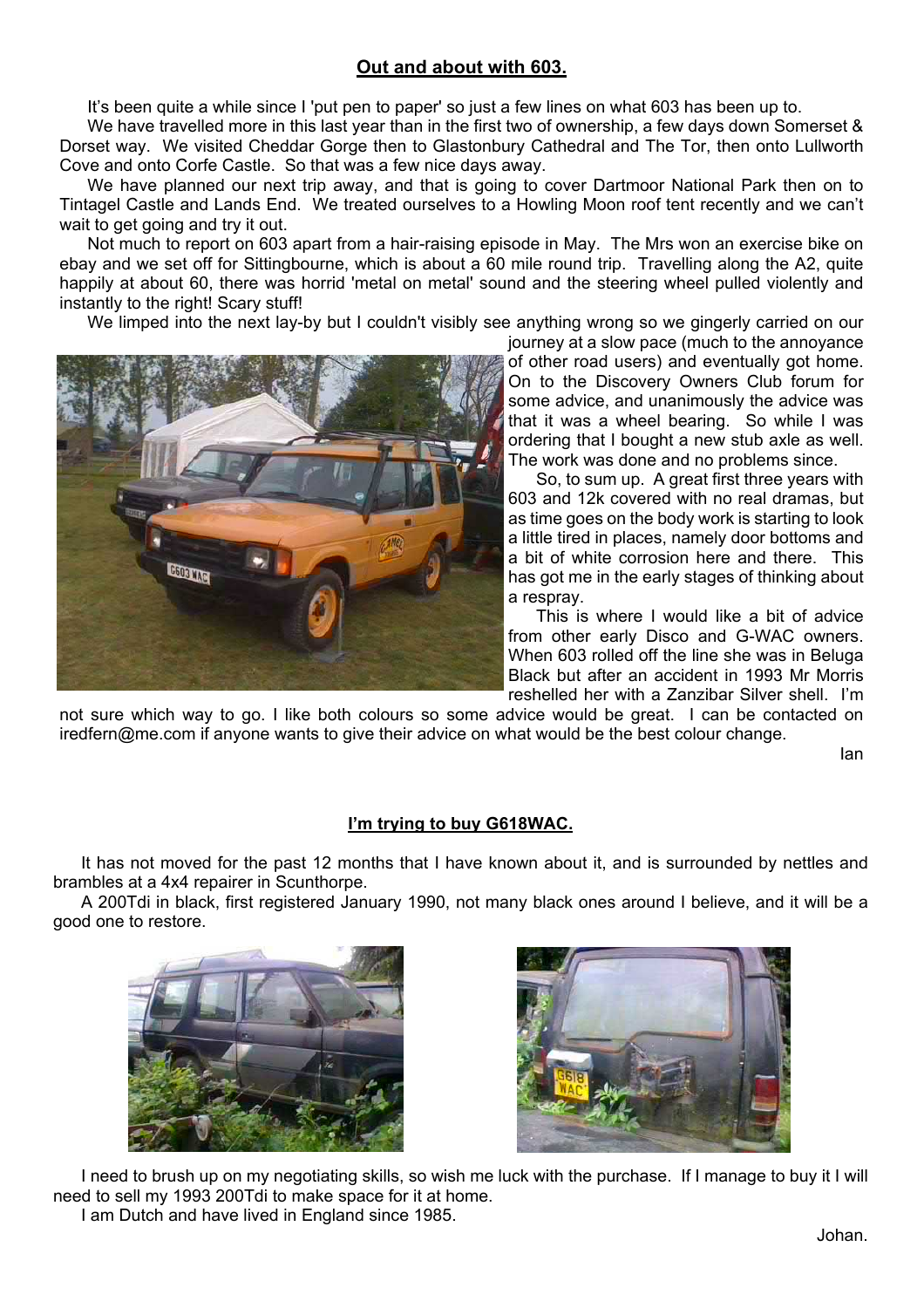## Out and about with 603.

It's been quite a while since I 'put pen to paper' so just a few lines on what 603 has been up to.

We have travelled more in this last year than in the first two of ownership, a few days down Somerset & Dorset way. We visited Cheddar Gorge then to Glastonbury Cathedral and The Tor, then onto Lullworth Cove and onto Corfe Castle. So that was a few nice days away.

We have planned our next trip away, and that is going to cover Dartmoor National Park then on to Tintagel Castle and Lands End. We treated ourselves to a Howling Moon roof tent recently and we can't wait to get going and try it out.

Not much to report on 603 apart from a hair-raising episode in May. The Mrs won an exercise bike on ebay and we set off for Sittingbourne, which is about a 60 mile round trip. Travelling along the A2, quite happily at about 60, there was horrid 'metal on metal' sound and the steering wheel pulled violently and instantly to the right! Scary stuff!

We limped into the next lay-by but I couldn't visibly see anything wrong so we gingerly carried on our journey at a slow pace (much to the annoyance of other road users) and eventually got home. On to the Discovery Owners Club forum for some advice, and unanimously the advice was that it was a wheel bearing. So while I was ordering that I bought a new stub axle as well. The work was done and no problems since.

So, to sum up. A great first three years with 603 and 12k covered with no real dramas, but as time goes on the body work is starting to look a little tired in places, namely door bottoms and a bit of white corrosion here and there. This has got me in the early stages of thinking about a respray.

This is where I would like a bit of advice from other early Disco and G-WAC owners. When 603 rolled off the line she was in Beluga Black but after an accident in 1993 Mr Morris reshelled her with a Zanzibar Silver shell. I'm not sure which way to go. I like both colours so some advice would be great. I can be contacted on iredfern@me.com if anyone wants to give their advice on what would be the best colour change.

Ian

## I'm trying to buy G618WAC.

It has not moved for the past 12 months that I have known about it, and is surrounded by nettles and brambles at a 4x4 repairer in Scunthorpe.

A 200Tdi in black, first registered January 1990, not many black ones around I believe, and it will be a good one to restore.

I need to brush up on my negotiating skills, so wish me luck with the purchase. If I manage to buy it I will need to sell my 1993 200Tdi to make space for it at home.

I am Dutch and have lived in England since 1985.

Johan.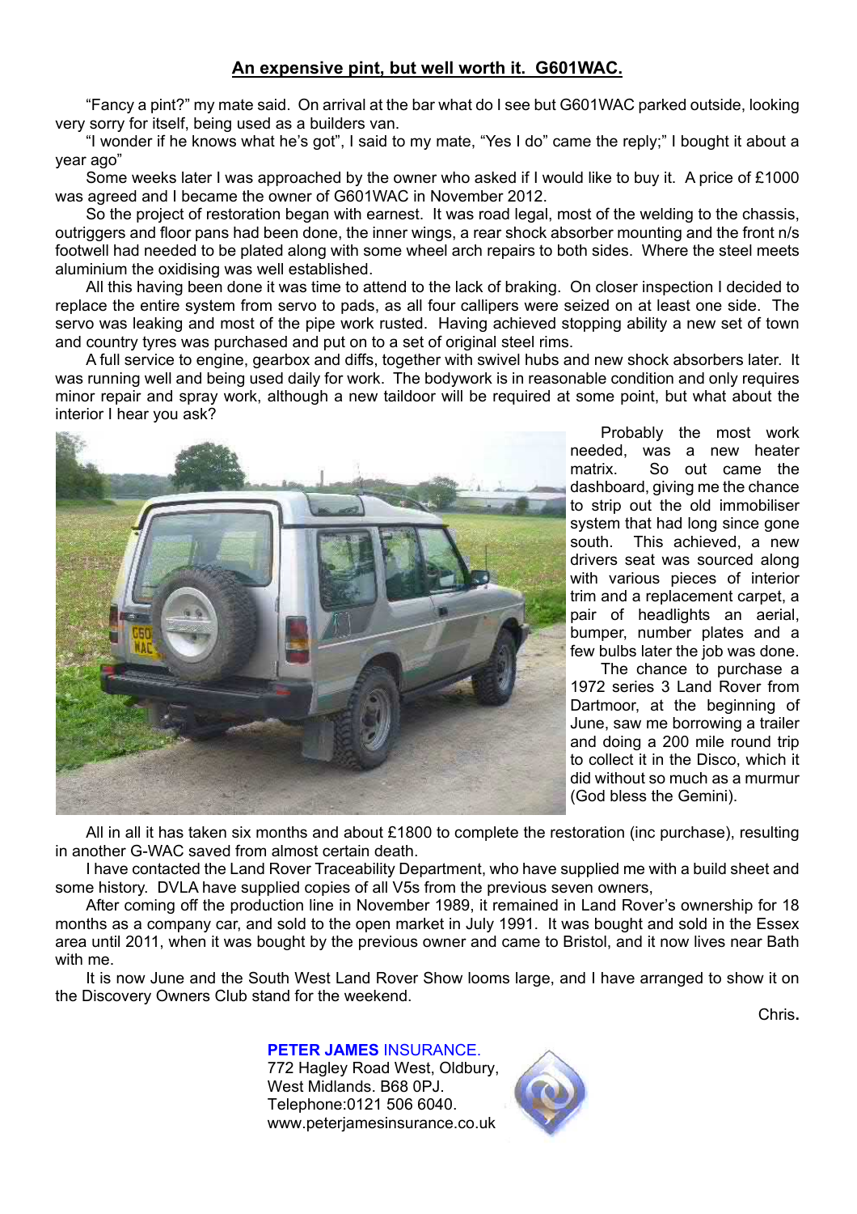## An expensive pint, but well worth it. G601WAC.

"Fancy a pint?" my mate said. On arrival at the bar what do I see but G601WAC parked outside, looking very sorry for itself, being used as a builders van.

"I wonder if he knows what he's got", I said to my mate, "Yes I do" came the reply;" I bought it about a year ago"

Some weeks later I was approached by the owner who asked if I would like to buy it. A price of £1000 was agreed and I became the owner of G601WAC in November 2012.

So the project of restoration began with earnest. It was road legal, most of the welding to the chassis, outriggers and floor pans had been done, the inner wings, a rear shock absorber mounting and the front n/s footwell had needed to be plated along with some wheel arch repairs to both sides. Where the steel meets aluminium the oxidising was well established.

All this having been done it was time to attend to the lack of braking. On closer inspection I decided to replace the entire system from servo to pads, as all four callipers were seized on at least one side. The servo was leaking and most of the pipe work rusted. Having achieved stopping ability a new set of town and country tyres was purchased and put on to a set of original steel rims.

A full service to engine, gearbox and diffs, together with swivel hubs and new shock absorbers later. It was running well and being used daily for work. The bodywork is in reasonable condition and only requires minor repair and spray work, although a new taildoor will be required at some point, but what about the interior I hear you ask?

Probably the most work needed, was a new heater matrix. So out came the dashboard, giving me the chance to strip out the old immobiliser system that had long since gone south. This achieved, a new drivers seat was sourced along with various pieces of interior trim and a replacement carpet, a pair of headlights an aerial, bumper, number plates and a few bulbs later the job was done.

The chance to purchase a 1972 series 3 Land Rover from Dartmoor, at the beginning of June, saw me borrowing a trailer and doing a 200 mile round trip to collect it in the Disco, which it did without so much as a murmur (God bless the Gemini).

All in all it has taken six months and about £1800 to complete the restoration (inc purchase), resulting in another G-WAC saved from almost certain death.

I have contacted the Land Rover Traceability Department, who have supplied me with a build sheet and some history. DVLA have supplied copies of all V5s from the previous seven owners,

After coming off the production line in November 1989, it remained in Land Rover's ownership for 18 months as a company car, and sold to the open market in July 1991. It was bought and sold in the Essex area until 2011, when it was bought by the previous owner and came to Bristol, and it now lives near Bath with me.

It is now June and the South West Land Rover Show looms large, and I have arranged to show it on the Discovery Owners Club stand for the weekend.

Chris.

**PETER JAMES** INSURANCE.
772 Hagley Road West, Oldbury,
West Midlands. B68 0PJ.
Telephone:0121 506 6040.
www.peterjamesinsurance.co.uk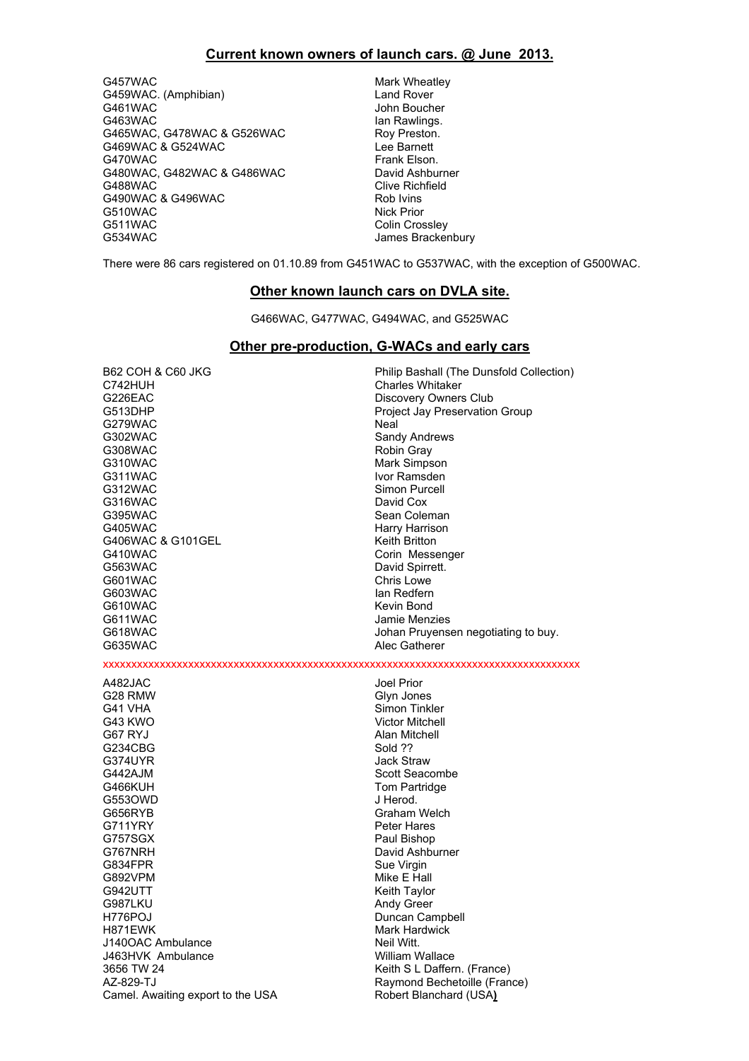## Current known owners of launch cars. @ June 2013.

| | |
|---|---|
| G457WAC | Mark Wheatley |
| G459WAC. (Amphibian) | Land Rover |
| G461WAC | John Boucher |
| G463WAC | Ian Rawlings. |
| G465WAC, G478WAC & G526WAC | Roy Preston. |
| G469WAC & G524WAC | Lee Barnett |
| G470WAC | Frank Elson. |
| G480WAC, G482WAC & G486WAC | David Ashburner |
| G488WAC | Clive Richfield |
| G490WAC & G496WAC | Rob Ivins |
| G510WAC | Nick Prior |
| G511WAC | Colin Crossley |
| G534WAC | James Brackenbury |

There were 86 cars registered on 01.10.89 from G451WAC to G537WAC, with the exception of G500WAC.

## Other known launch cars on DVLA site.

G466WAC, G477WAC, G494WAC, and G525WAC

## Other pre-production, G-WACs and early cars

| | |
|---|---|
| B62 COH & C60 JKG | Philip Bashall (The Dunsfold Collection) |
| C742HUH | Charles Whitaker |
| G226EAC | Discovery Owners Club |
| G513DHP | Project Jay Preservation Group |
| G279WAC | Neal |
| G302WAC | Sandy Andrews |
| G308WAC | Robin Gray |
| G310WAC | Mark Simpson |
| G311WAC | Ivor Ramsden |
| G312WAC | Simon Purcell |
| G316WAC | David Cox |
| G395WAC | Sean Coleman |
| G405WAC | Harry Harrison |
| G406WAC & G101GEL | Keith Britton |
| G410WAC | Corin Messenger |
| G563WAC | David Spirrett. |
| G601WAC | Chris Lowe |
| G603WAC | Ian Redfern |
| G610WAC | Kevin Bond |
| G611WAC | Jamie Menzies |
| G618WAC | Johan Pruyensen negotiating to buy. |
| G635WAC | Alec Gatherer |

xxxxxxxxxxxxxxxxxxxxxxxxxxxxxxxxxxxxxxxxxxxxxxxxxxxxxxxxxxxxxxxxxxxxxxxxxxxxxxxxxxxxxx

| | |
|---|---|
| A482JAC | Joel Prior |
| G28 RMW | Glyn Jones |
| G41 VHA | Simon Tinkler |
| G43 KWO | Victor Mitchell |
| G67 RYJ | Alan Mitchell |
| G234CBG | Sold ?? |
| G374UYR | Jack Straw |
| G442AJM | Scott Seacombe |
| G466KUH | Tom Partridge |
| G553OWD | J Herod. |
| G656RYB | Graham Welch |
| G711YRY | Peter Hares |
| G757SGX | Paul Bishop |
| G767NRH | David Ashburner |
| G834FPR | Sue Virgin |
| G892VPM | Mike E Hall |
| G942UTT | Keith Taylor |
| G987LKU | Andy Greer |
| H776POJ | Duncan Campbell |
| H871EWK | Mark Hardwick |
| J140OAC Ambulance | Neil Witt. |
| J463HVK Ambulance | William Wallace |
| 3656 TW 24 | Keith S L Daffern. (France) |
| AZ-829-TJ | Raymond Bechetoille (France) |
| Camel. Awaiting export to the USA | Robert Blanchard (USA**)** |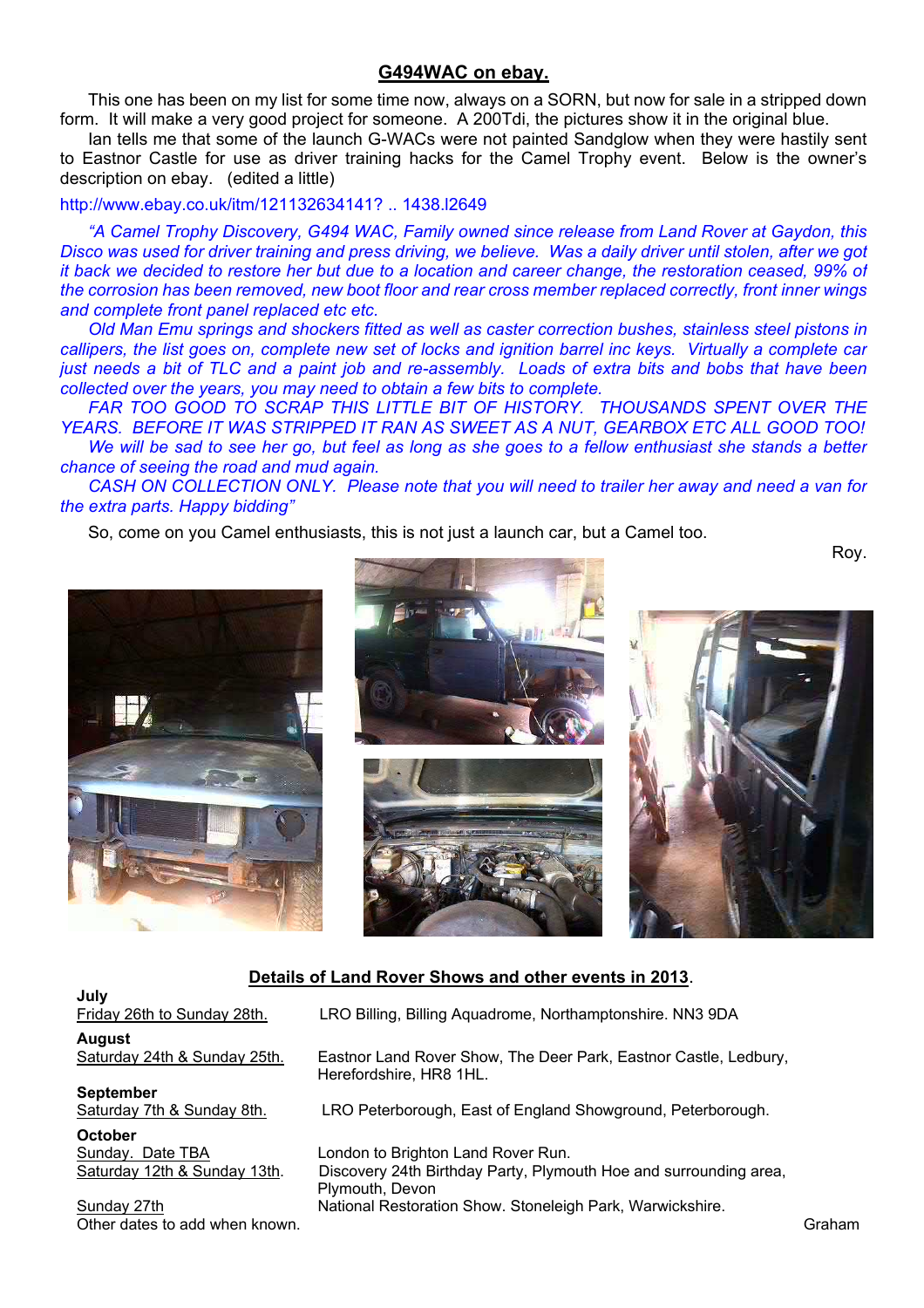## G494WAC on ebay.

This one has been on my list for some time now, always on a SORN, but now for sale in a stripped down form. It will make a very good project for someone. A 200Tdi, the pictures show it in the original blue.

Ian tells me that some of the launch G-WACs were not painted Sandglow when they were hastily sent to Eastnor Castle for use as driver training hacks for the Camel Trophy event. Below is the owner's description on ebay. (edited a little)

http://www.ebay.co.uk/itm/121132634141? .. 1438.l2649

*"A Camel Trophy Discovery, G494 WAC, Family owned since release from Land Rover at Gaydon, this Disco was used for driver training and press driving, we believe. Was a daily driver until stolen, after we got it back we decided to restore her but due to a location and career change, the restoration ceased, 99% of the corrosion has been removed, new boot floor and rear cross member replaced correctly, front inner wings and complete front panel replaced etc etc.*

*Old Man Emu springs and shockers fitted as well as caster correction bushes, stainless steel pistons in callipers, the list goes on, complete new set of locks and ignition barrel inc keys. Virtually a complete car just needs a bit of TLC and a paint job and re-assembly. Loads of extra bits and bobs that have been collected over the years, you may need to obtain a few bits to complete.*

*FAR TOO GOOD TO SCRAP THIS LITTLE BIT OF HISTORY. THOUSANDS SPENT OVER THE YEARS. BEFORE IT WAS STRIPPED IT RAN AS SWEET AS A NUT, GEARBOX ETC ALL GOOD TOO!*

*We will be sad to see her go, but feel as long as she goes to a fellow enthusiast she stands a better chance of seeing the road and mud again.*

*CASH ON COLLECTION ONLY. Please note that you will need to trailer her away and need a van for the extra parts. Happy bidding"*

So, come on you Camel enthusiasts, this is not just a launch car, but a Camel too.

Roy.

## Details of Land Rover Shows and other events in 2013.

**July**

Friday 26th to Sunday 28th. — LRO Billing, Billing Aquadrome, Northamptonshire. NN3 9DA

**August**

Saturday 24th & Sunday 25th. — Eastnor Land Rover Show, The Deer Park, Eastnor Castle, Ledbury, Herefordshire, HR8 1HL.

**September**

Saturday 7th & Sunday 8th. — LRO Peterborough, East of England Showground, Peterborough.

**October**

Sunday. Date TBA — London to Brighton Land Rover Run.

Saturday 12th & Sunday 13th. — Discovery 24th Birthday Party, Plymouth Hoe and surrounding area, Plymouth, Devon

Sunday 27th — National Restoration Show. Stoneleigh Park, Warwickshire.

Other dates to add when known.

Graham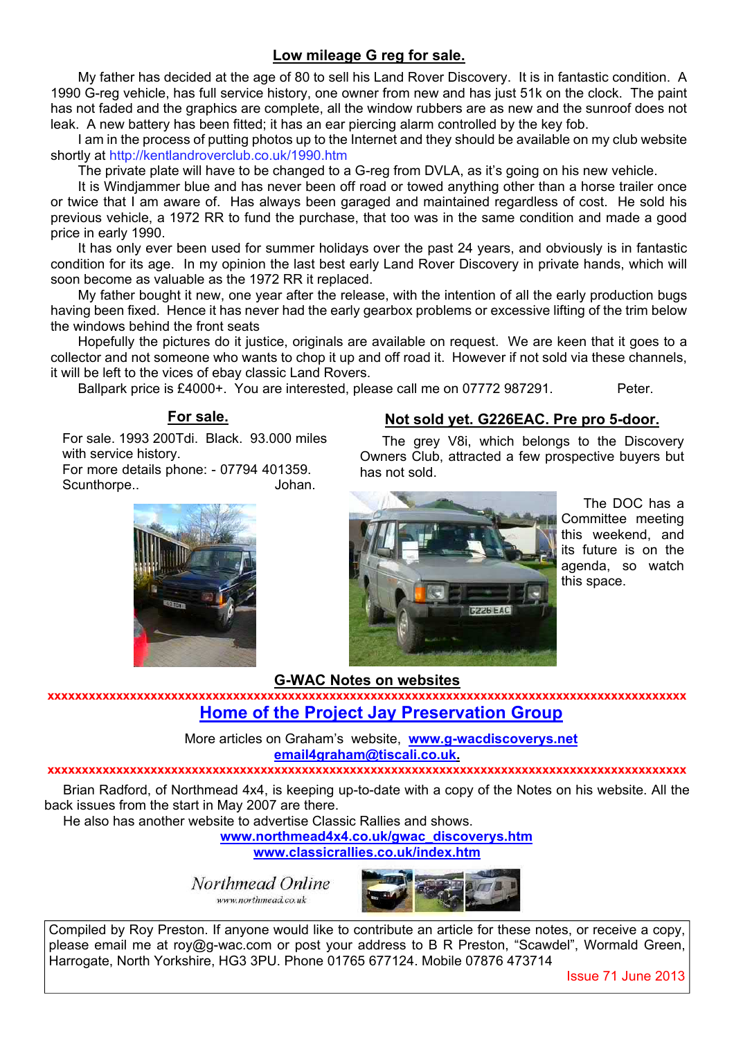## Low mileage G reg for sale.

My father has decided at the age of 80 to sell his Land Rover Discovery. It is in fantastic condition. A 1990 G-reg vehicle, has full service history, one owner from new and has just 51k on the clock. The paint has not faded and the graphics are complete, all the window rubbers are as new and the sunroof does not leak. A new battery has been fitted; it has an ear piercing alarm controlled by the key fob.

I am in the process of putting photos up to the Internet and they should be available on my club website shortly at http://kentlandroverclub.co.uk/1990.htm

The private plate will have to be changed to a G-reg from DVLA, as it's going on his new vehicle.

It is Windjammer blue and has never been off road or towed anything other than a horse trailer once or twice that I am aware of. Has always been garaged and maintained regardless of cost. He sold his previous vehicle, a 1972 RR to fund the purchase, that too was in the same condition and made a good price in early 1990.

It has only ever been used for summer holidays over the past 24 years, and obviously is in fantastic condition for its age. In my opinion the last best early Land Rover Discovery in private hands, which will soon become as valuable as the 1972 RR it replaced.

My father bought it new, one year after the release, with the intention of all the early production bugs having been fixed. Hence it has never had the early gearbox problems or excessive lifting of the trim below the windows behind the front seats

Hopefully the pictures do it justice, originals are available on request. We are keen that it goes to a collector and not someone who wants to chop it up and off road it. However if not sold via these channels, it will be left to the vices of ebay classic Land Rovers.

Ballpark price is £4000+. You are interested, please call me on 07772 987291. Peter.

## For sale.

For sale. 1993 200Tdi. Black. 93.000 miles with service history.
For more details phone: - 07794 401359.
Scunthorpe.. Johan.

## Not sold yet. G226EAC. Pre pro 5-door.

The grey V8i, which belongs to the Discovery Owners Club, attracted a few prospective buyers but has not sold.

The DOC has a Committee meeting this weekend, and its future is on the agenda, so watch this space.

## G-WAC Notes on websites

xxxxxxxxxxxxxxxxxxxxxxxxxxxxxxxxxxxxxxxxxxxxxxxxxxxxxxxxxxxxxxxxxxxxxxxxxxxxxxxxxxxxxxxxxxxxxxx

**Home of the Project Jay Preservation Group**

More articles on Graham's website, **www.g-wacdiscoverys.net**
**email4graham@tiscali.co.uk.**

xxxxxxxxxxxxxxxxxxxxxxxxxxxxxxxxxxxxxxxxxxxxxxxxxxxxxxxxxxxxxxxxxxxxxxxxxxxxxxxxxxxxxxxxxxxxxxx

Brian Radford, of Northmead 4x4, is keeping up-to-date with a copy of the Notes on his website. All the back issues from the start in May 2007 are there.

He also has another website to advertise Classic Rallies and shows.

**www.northmead4x4.co.uk/gwac_discoverys.htm**
**www.classicrallies.co.uk/index.htm**

Northmead Online
www.northmead.co.uk

Compiled by Roy Preston. If anyone would like to contribute an article for these notes, or receive a copy, please email me at roy@g-wac.com or post your address to B R Preston, "Scawdel", Wormald Green, Harrogate, North Yorkshire, HG3 3PU. Phone 01765 677124. Mobile 07876 473714

Issue 71 June 2013